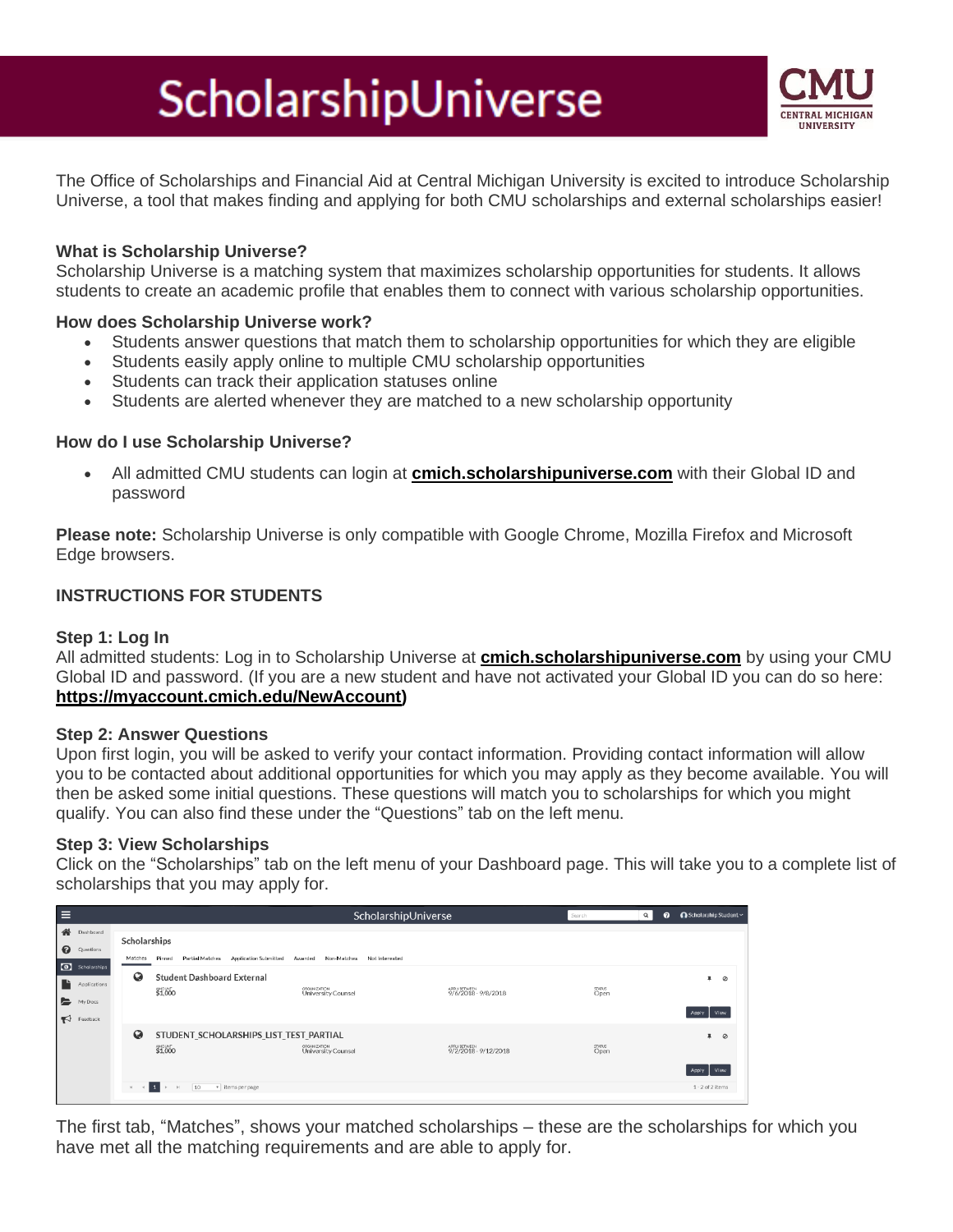# ScholarshipUniverse

The Office of Scholarships and Financial Aid at Central Michigan University is excited to introduce Scholarship Universe, a tool that makes finding and applying for both CMU scholarships and external scholarships easier!

**What is Scholarship Universe?**
Scholarship Universe is a matching system that maximizes scholarship opportunities for students. It allows students to create an academic profile that enables them to connect with various scholarship opportunities.

**How does Scholarship Universe work?**

- Students answer questions that match them to scholarship opportunities for which they are eligible
- Students easily apply online to multiple CMU scholarship opportunities
- Students can track their application statuses online
- Students are alerted whenever they are matched to a new scholarship opportunity

**How do I use Scholarship Universe?**

- All admitted CMU students can login at **cmich.scholarshipuniverse.com** with their Global ID and password

**Please note:** Scholarship Universe is only compatible with Google Chrome, Mozilla Firefox and Microsoft Edge browsers.

**INSTRUCTIONS FOR STUDENTS**

**Step 1: Log In**
All admitted students: Log in to Scholarship Universe at **cmich.scholarshipuniverse.com** by using your CMU Global ID and password. (If you are a new student and have not activated your Global ID you can do so here: **https://myaccount.cmich.edu/NewAccount)**

**Step 2: Answer Questions**
Upon first login, you will be asked to verify your contact information. Providing contact information will allow you to be contacted about additional opportunities for which you may apply as they become available. You will then be asked some initial questions. These questions will match you to scholarships for which you might qualify. You can also find these under the "Questions" tab on the left menu.

**Step 3: View Scholarships**
Click on the "Scholarships" tab on the left menu of your Dashboard page. This will take you to a complete list of scholarships that you may apply for.

The first tab, "Matches", shows your matched scholarships – these are the scholarships for which you have met all the matching requirements and are able to apply for.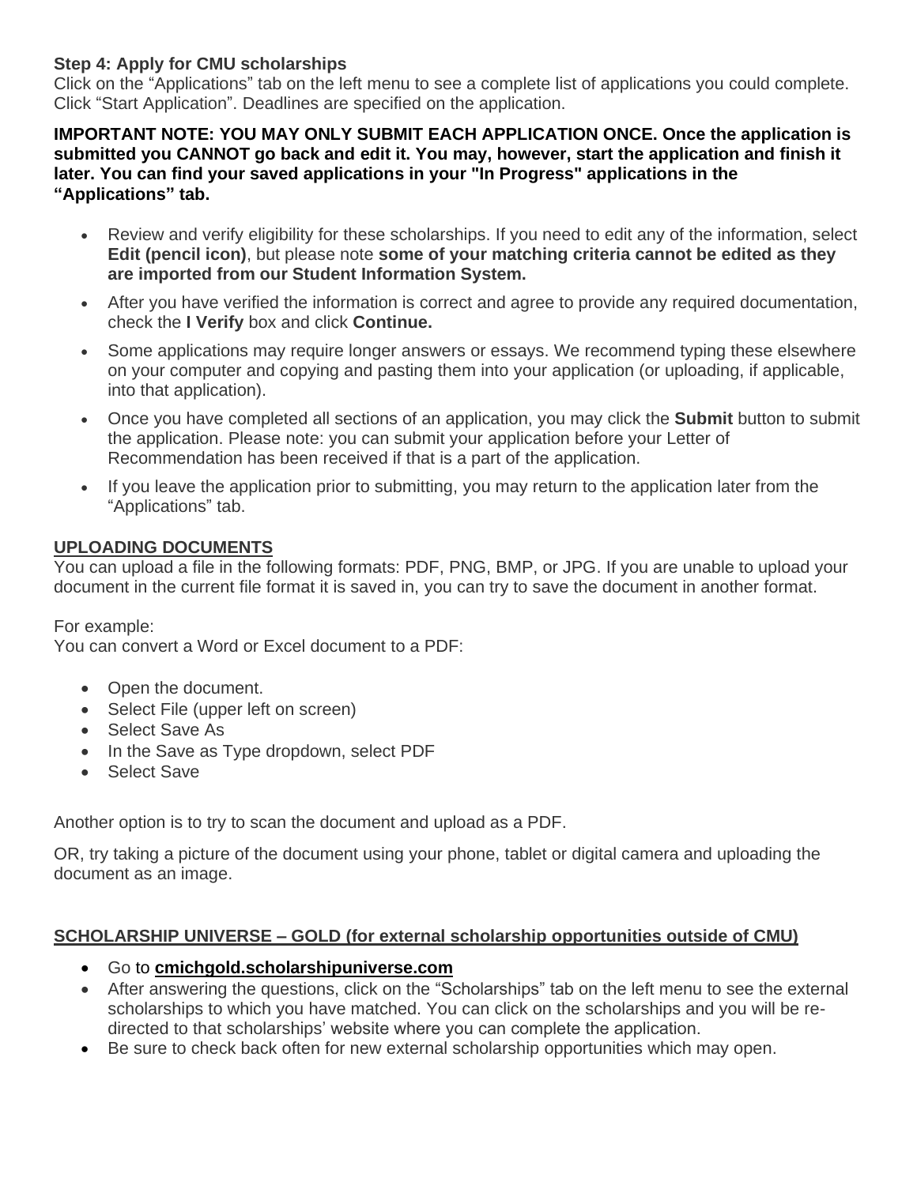**Step 4: Apply for CMU scholarships**
Click on the "Applications" tab on the left menu to see a complete list of applications you could complete. Click "Start Application". Deadlines are specified on the application.

**IMPORTANT NOTE: YOU MAY ONLY SUBMIT EACH APPLICATION ONCE. Once the application is submitted you CANNOT go back and edit it. You may, however, start the application and finish it later. You can find your saved applications in your "In Progress" applications in the "Applications" tab.**

- Review and verify eligibility for these scholarships. If you need to edit any of the information, select **Edit (pencil icon)**, but please note **some of your matching criteria cannot be edited as they are imported from our Student Information System.**
- After you have verified the information is correct and agree to provide any required documentation, check the **I Verify** box and click **Continue.**
- Some applications may require longer answers or essays. We recommend typing these elsewhere on your computer and copying and pasting them into your application (or uploading, if applicable, into that application).
- Once you have completed all sections of an application, you may click the **Submit** button to submit the application. Please note: you can submit your application before your Letter of Recommendation has been received if that is a part of the application.
- If you leave the application prior to submitting, you may return to the application later from the "Applications" tab.

**UPLOADING DOCUMENTS**
You can upload a file in the following formats: PDF, PNG, BMP, or JPG. If you are unable to upload your document in the current file format it is saved in, you can try to save the document in another format.

For example:
You can convert a Word or Excel document to a PDF:

- Open the document.
- Select File (upper left on screen)
- Select Save As
- In the Save as Type dropdown, select PDF
- Select Save

Another option is to try to scan the document and upload as a PDF.

OR, try taking a picture of the document using your phone, tablet or digital camera and uploading the document as an image.

**SCHOLARSHIP UNIVERSE – GOLD (for external scholarship opportunities outside of CMU)**

- Go to **cmichgold.scholarshipuniverse.com**
- After answering the questions, click on the "Scholarships" tab on the left menu to see the external scholarships to which you have matched. You can click on the scholarships and you will be re-directed to that scholarships' website where you can complete the application.
- Be sure to check back often for new external scholarship opportunities which may open.